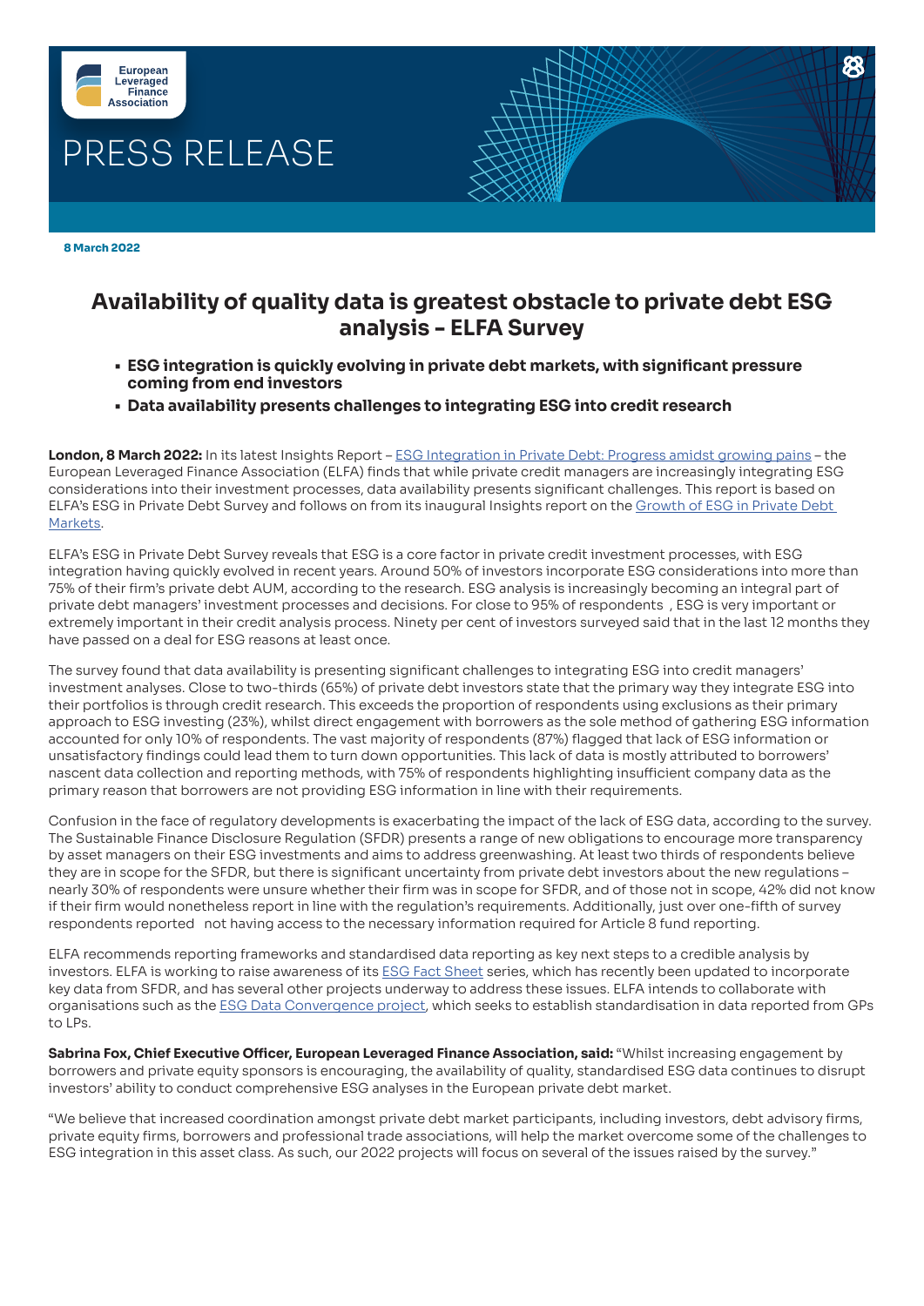European Leveraged Finance Association

PRESS RELEASE

**8 March 2022**

# Availability of quality data is greatest obstacle to private debt ESG analysis - ELFA Survey

- **ESG integration is quickly evolving in private debt markets, with significant pressure coming from end investors**
- **Data availability presents challenges to integrating ESG into credit research**

**London, 8 March 2022:** In its latest Insights Report – ESG Integration in Private Debt: Progress amidst growing pains – the European Leveraged Finance Association (ELFA) finds that while private credit managers are increasingly integrating ESG considerations into their investment processes, data availability presents significant challenges. This report is based on ELFA's ESG in Private Debt Survey and follows on from its inaugural Insights report on the Growth of ESG in Private Debt Markets.

ELFA's ESG in Private Debt Survey reveals that ESG is a core factor in private credit investment processes, with ESG integration having quickly evolved in recent years. Around 50% of investors incorporate ESG considerations into more than 75% of their firm's private debt AUM, according to the research. ESG analysis is increasingly becoming an integral part of private debt managers' investment processes and decisions. For close to 95% of respondents , ESG is very important or extremely important in their credit analysis process. Ninety per cent of investors surveyed said that in the last 12 months they have passed on a deal for ESG reasons at least once.

The survey found that data availability is presenting significant challenges to integrating ESG into credit managers' investment analyses. Close to two-thirds (65%) of private debt investors state that the primary way they integrate ESG into their portfolios is through credit research. This exceeds the proportion of respondents using exclusions as their primary approach to ESG investing (23%), whilst direct engagement with borrowers as the sole method of gathering ESG information accounted for only 10% of respondents. The vast majority of respondents (87%) flagged that lack of ESG information or unsatisfactory findings could lead them to turn down opportunities. This lack of data is mostly attributed to borrowers' nascent data collection and reporting methods, with 75% of respondents highlighting insufficient company data as the primary reason that borrowers are not providing ESG information in line with their requirements.

Confusion in the face of regulatory developments is exacerbating the impact of the lack of ESG data, according to the survey. The Sustainable Finance Disclosure Regulation (SFDR) presents a range of new obligations to encourage more transparency by asset managers on their ESG investments and aims to address greenwashing. At least two thirds of respondents believe they are in scope for the SFDR, but there is significant uncertainty from private debt investors about the new regulations – nearly 30% of respondents were unsure whether their firm was in scope for SFDR, and of those not in scope, 42% did not know if their firm would nonetheless report in line with the regulation's requirements. Additionally, just over one-fifth of survey respondents reported not having access to the necessary information required for Article 8 fund reporting.

ELFA recommends reporting frameworks and standardised data reporting as key next steps to a credible analysis by investors. ELFA is working to raise awareness of its ESG Fact Sheet series, which has recently been updated to incorporate key data from SFDR, and has several other projects underway to address these issues. ELFA intends to collaborate with organisations such as the ESG Data Convergence project, which seeks to establish standardisation in data reported from GPs to LPs.

**Sabrina Fox, Chief Executive Officer, European Leveraged Finance Association, said:** "Whilst increasing engagement by borrowers and private equity sponsors is encouraging, the availability of quality, standardised ESG data continues to disrupt investors' ability to conduct comprehensive ESG analyses in the European private debt market.

"We believe that increased coordination amongst private debt market participants, including investors, debt advisory firms, private equity firms, borrowers and professional trade associations, will help the market overcome some of the challenges to ESG integration in this asset class. As such, our 2022 projects will focus on several of the issues raised by the survey."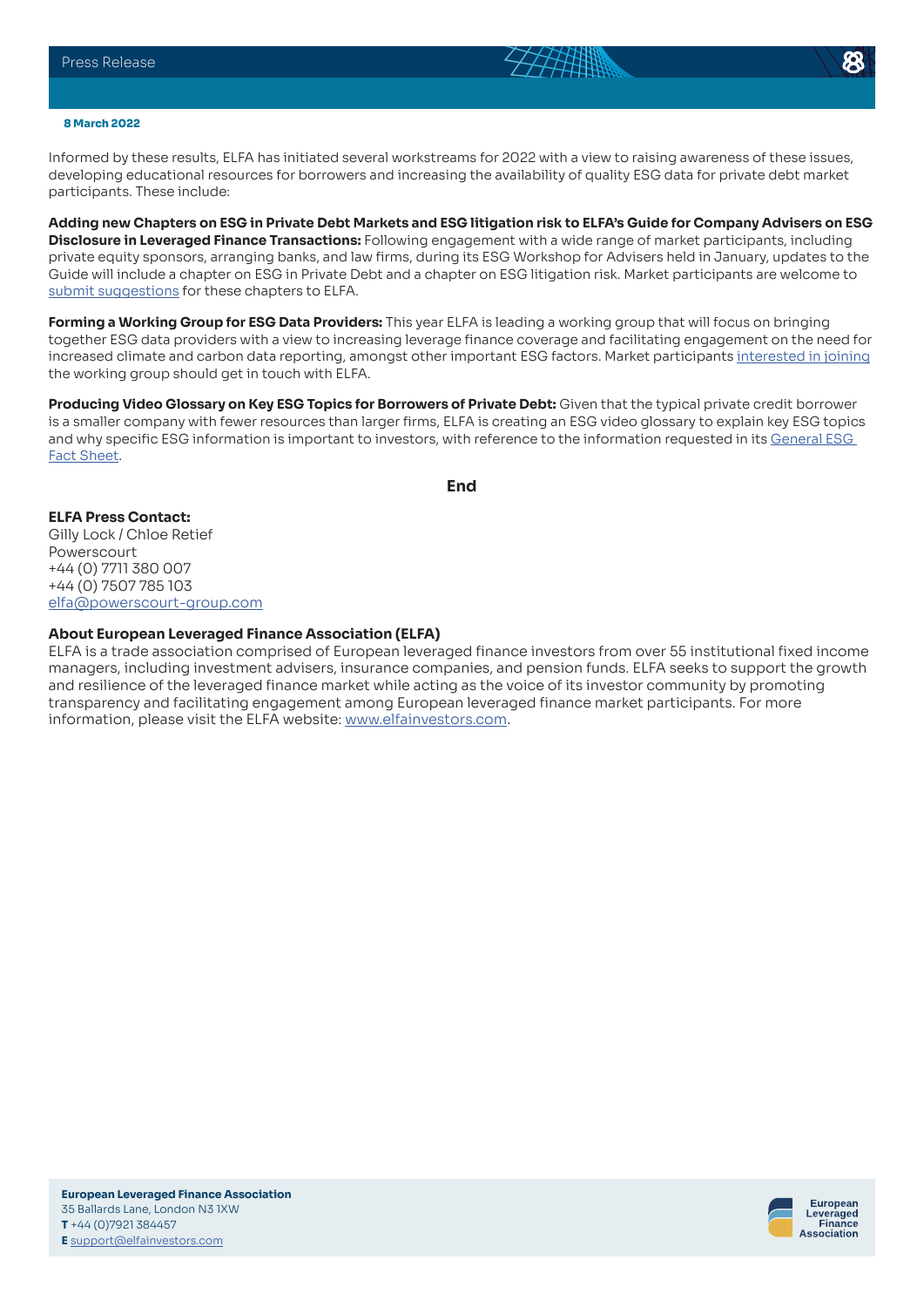8 March 2022

Informed by these results, ELFA has initiated several workstreams for 2022 with a view to raising awareness of these issues, developing educational resources for borrowers and increasing the availability of quality ESG data for private debt market participants. These include:

**Adding new Chapters on ESG in Private Debt Markets and ESG litigation risk to ELFA's Guide for Company Advisers on ESG Disclosure in Leveraged Finance Transactions:** Following engagement with a wide range of market participants, including private equity sponsors, arranging banks, and law firms, during its ESG Workshop for Advisers held in January, updates to the Guide will include a chapter on ESG in Private Debt and a chapter on ESG litigation risk. Market participants are welcome to submit suggestions for these chapters to ELFA.

**Forming a Working Group for ESG Data Providers:** This year ELFA is leading a working group that will focus on bringing together ESG data providers with a view to increasing leverage finance coverage and facilitating engagement on the need for increased climate and carbon data reporting, amongst other important ESG factors. Market participants interested in joining the working group should get in touch with ELFA.

**Producing Video Glossary on Key ESG Topics for Borrowers of Private Debt:** Given that the typical private credit borrower is a smaller company with fewer resources than larger firms, ELFA is creating an ESG video glossary to explain key ESG topics and why specific ESG information is important to investors, with reference to the information requested in its General ESG Fact Sheet.

**End**

**ELFA Press Contact:**
Gilly Lock / Chloe Retief
Powerscourt
+44 (0) 7711 380 007
+44 (0) 7507 785 103
elfa@powerscourt-group.com

**About European Leveraged Finance Association (ELFA)**
ELFA is a trade association comprised of European leveraged finance investors from over 55 institutional fixed income managers, including investment advisers, insurance companies, and pension funds. ELFA seeks to support the growth and resilience of the leveraged finance market while acting as the voice of its investor community by promoting transparency and facilitating engagement among European leveraged finance market participants. For more information, please visit the ELFA website: www.elfainvestors.com.